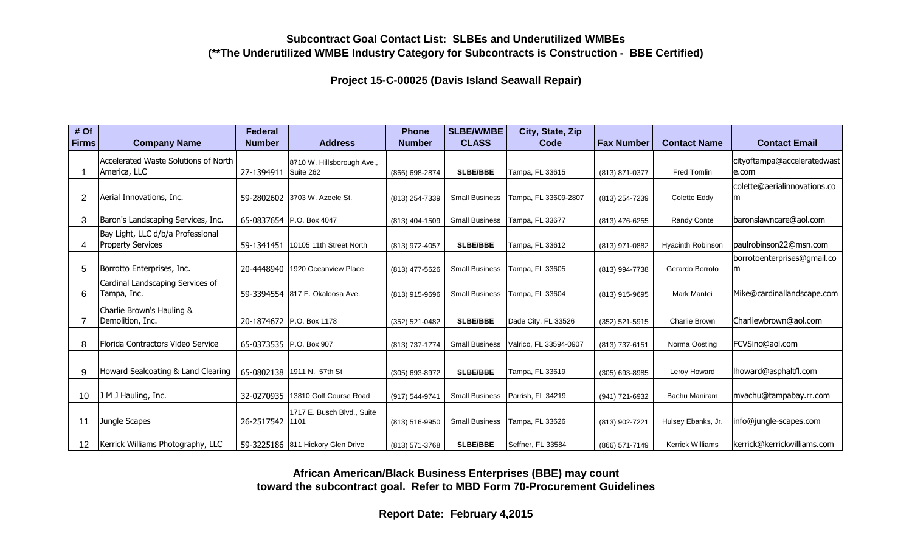**Subcontract Goal Contact List: SLBEs and Underutilized WMBEs**
**(\*\*The Underutilized WMBE Industry Category for Subcontracts is Construction - BBE Certified)**

**Project 15-C-00025 (Davis Island Seawall Repair)**

| # Of Firms | Company Name | Federal Number | Address | Phone Number | SLBE/WMBE CLASS | City, State, Zip Code | Fax Number | Contact Name | Contact Email |
|---|---|---|---|---|---|---|---|---|---|
| 1 | Accelerated Waste Solutions of North America, LLC | 27-1394911 | 8710 W. Hillsborough Ave., Suite 262 | (866) 698-2874 | SLBE/BBE | Tampa, FL 33615 | (813) 871-0377 | Fred Tomlin | cityoftampa@acceleratedwaste.com |
| 2 | Aerial Innovations, Inc. | 59-2802602 | 3703 W. Azeele St. | (813) 254-7339 | Small Business | Tampa, FL 33609-2807 | (813) 254-7239 | Colette Eddy | colette@aerialinnovations.com |
| 3 | Baron's Landscaping Services, Inc. | 65-0837654 | P.O. Box 4047 | (813) 404-1509 | Small Business | Tampa, FL 33677 | (813) 476-6255 | Randy Conte | baronslawncare@aol.com |
| 4 | Bay Light, LLC d/b/a Professional Property Services | 59-1341451 | 10105 11th Street North | (813) 972-4057 | SLBE/BBE | Tampa, FL 33612 | (813) 971-0882 | Hyacinth Robinson | paulrobinson22@msn.com |
| 5 | Borrotto Enterprises, Inc. | 20-4448940 | 1920 Oceanview Place | (813) 477-5626 | Small Business | Tampa, FL 33605 | (813) 994-7738 | Gerardo Borroto | borrotoenterprises@gmail.com |
| 6 | Cardinal Landscaping Services of Tampa, Inc. | 59-3394554 | 817 E. Okaloosa Ave. | (813) 915-9696 | Small Business | Tampa, FL 33604 | (813) 915-9695 | Mark Mantei | Mike@cardinallandscape.com |
| 7 | Charlie Brown's Hauling & Demolition, Inc. | 20-1874672 | P.O. Box 1178 | (352) 521-0482 | SLBE/BBE | Dade City, FL 33526 | (352) 521-5915 | Charlie Brown | Charliewbrown@aol.com |
| 8 | Florida Contractors Video Service | 65-0373535 | P.O. Box 907 | (813) 737-1774 | Small Business | Valrico, FL 33594-0907 | (813) 737-6151 | Norma Oosting | FCVSinc@aol.com |
| 9 | Howard Sealcoating & Land Clearing | 65-0802138 | 1911 N. 57th St | (305) 693-8972 | SLBE/BBE | Tampa, FL 33619 | (305) 693-8985 | Leroy Howard | lhoward@asphaltfl.com |
| 10 | J M J Hauling, Inc. | 32-0270935 | 13810 Golf Course Road | (917) 544-9741 | Small Business | Parrish, FL 34219 | (941) 721-6932 | Bachu Maniram | mvachu@tampabay.rr.com |
| 11 | Jungle Scapes | 26-2517542 | 1717 E. Busch Blvd., Suite 1101 | (813) 516-9950 | Small Business | Tampa, FL 33626 | (813) 902-7221 | Hulsey Ebanks, Jr. | info@jungle-scapes.com |
| 12 | Kerrick Williams Photography, LLC | 59-3225186 | 811 Hickory Glen Drive | (813) 571-3768 | SLBE/BBE | Seffner, FL 33584 | (866) 571-7149 | Kerrick Williams | kerrick@kerrickwilliams.com |

**African American/Black Business Enterprises (BBE) may count toward the subcontract goal. Refer to MBD Form 70-Procurement Guidelines**

**Report Date: February 4,2015**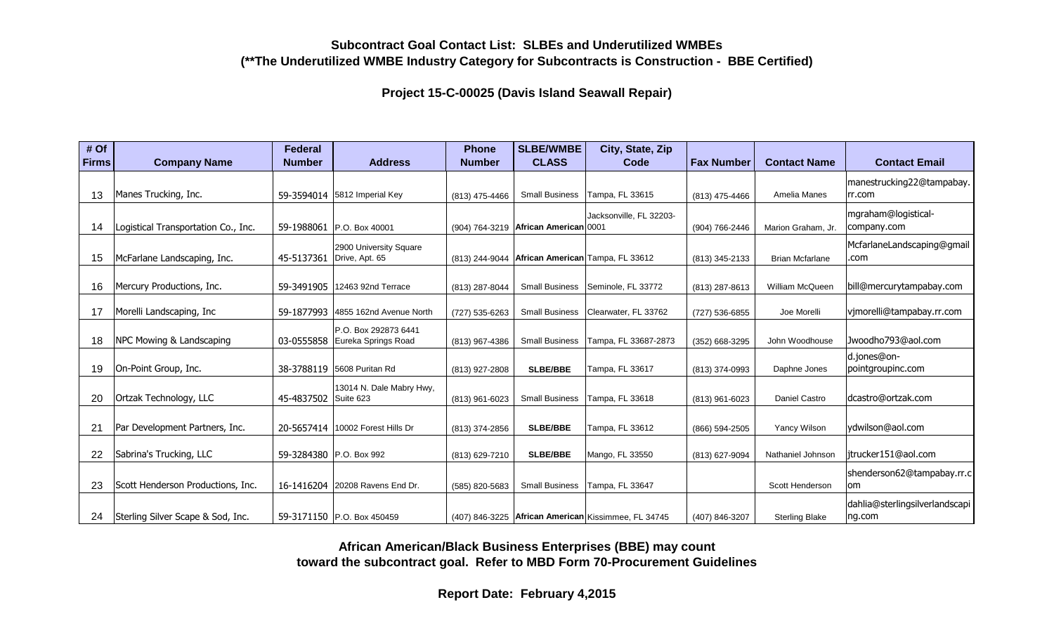**Subcontract Goal Contact List: SLBEs and Underutilized WMBEs**
**(**The Underutilized WMBE Industry Category for Subcontracts is Construction - BBE Certified)**

**Project 15-C-00025 (Davis Island Seawall Repair)**

| # Of Firms | Company Name | Federal Number | Address | Phone Number | SLBE/WMBE CLASS | City, State, Zip Code | Fax Number | Contact Name | Contact Email |
|---|---|---|---|---|---|---|---|---|---|
| 13 | Manes Trucking, Inc. | 59-3594014 | 5812 Imperial Key | (813) 475-4466 | Small Business | Tampa, FL 33615 | (813) 475-4466 | Amelia Manes | manestrucking22@tampabay.rr.com |
| 14 | Logistical Transportation Co., Inc. | 59-1988061 | P.O. Box 40001 | (904) 764-3219 | **African American** | Jacksonville, FL 32203-0001 | (904) 766-2446 | Marion Graham, Jr. | mgraham@logistical-company.com |
| 15 | McFarlane Landscaping, Inc. | 45-5137361 | 2900 University Square Drive, Apt. 65 | (813) 244-9044 | **African American** | Tampa, FL 33612 | (813) 345-2133 | Brian Mcfarlane | McfarlaneLandscaping@gmail.com |
| 16 | Mercury Productions, Inc. | 59-3491905 | 12463 92nd Terrace | (813) 287-8044 | Small Business | Seminole, FL 33772 | (813) 287-8613 | William McQueen | bill@mercurytampabay.com |
| 17 | Morelli Landscaping, Inc | 59-1877993 | 4855 162nd Avenue North | (727) 535-6263 | Small Business | Clearwater, FL 33762 | (727) 536-6855 | Joe Morelli | vjmorelli@tampabay.rr.com |
| 18 | NPC Mowing & Landscaping | 03-0555858 | P.O. Box 292873 6441 Eureka Springs Road | (813) 967-4386 | Small Business | Tampa, FL 33687-2873 | (352) 668-3295 | John Woodhouse | Jwoodho793@aol.com |
| 19 | On-Point Group, Inc. | 38-3788119 | 5608 Puritan Rd | (813) 927-2808 | **SLBE/BBE** | Tampa, FL 33617 | (813) 374-0993 | Daphne Jones | d.jones@on-pointgroupinc.com |
| 20 | Ortzak Technology, LLC | 45-4837502 | 13014 N. Dale Mabry Hwy, Suite 623 | (813) 961-6023 | Small Business | Tampa, FL 33618 | (813) 961-6023 | Daniel Castro | dcastro@ortzak.com |
| 21 | Par Development Partners, Inc. | 20-5657414 | 10002 Forest Hills Dr | (813) 374-2856 | **SLBE/BBE** | Tampa, FL 33612 | (866) 594-2505 | Yancy Wilson | ydwilson@aol.com |
| 22 | Sabrina's Trucking, LLC | 59-3284380 | P.O. Box 992 | (813) 629-7210 | **SLBE/BBE** | Mango, FL 33550 | (813) 627-9094 | Nathaniel Johnson | jtrucker151@aol.com |
| 23 | Scott Henderson Productions, Inc. | 16-1416204 | 20208 Ravens End Dr. | (585) 820-5683 | Small Business | Tampa, FL 33647 | | Scott Henderson | shenderson62@tampabay.rr.com |
| 24 | Sterling Silver Scape & Sod, Inc. | 59-3171150 | P.O. Box 450459 | (407) 846-3225 | **African American** | Kissimmee, FL 34745 | (407) 846-3207 | Sterling Blake | dahlia@sterlingsilverlandscaping.com |

**African American/Black Business Enterprises (BBE) may count toward the subcontract goal. Refer to MBD Form 70-Procurement Guidelines**

**Report Date: February 4,2015**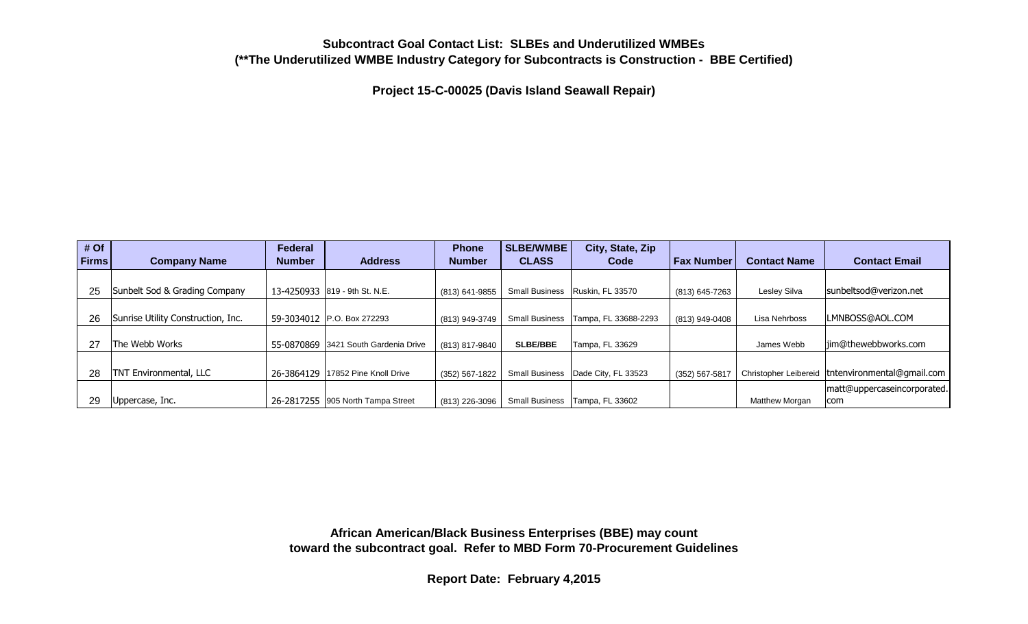**Subcontract Goal Contact List: SLBEs and Underutilized WMBEs**
**(**The Underutilized WMBE Industry Category for Subcontracts is Construction - BBE Certified)**

**Project 15-C-00025 (Davis Island Seawall Repair)**

| # Of Firms | Company Name | Federal Number | Address | Phone Number | SLBE/WMBE CLASS | City, State, Zip Code | Fax Number | Contact Name | Contact Email |
|---|---|---|---|---|---|---|---|---|---|
| 25 | Sunbelt Sod & Grading Company | 13-4250933 | 819 - 9th St. N.E. | (813) 641-9855 | Small Business | Ruskin, FL 33570 | (813) 645-7263 | Lesley Silva | sunbeltsod@verizon.net |
| 26 | Sunrise Utility Construction, Inc. | 59-3034012 | P.O. Box 272293 | (813) 949-3749 | Small Business | Tampa, FL 33688-2293 | (813) 949-0408 | Lisa Nehrboss | LMNBOSS@AOL.COM |
| 27 | The Webb Works | 55-0870869 | 3421 South Gardenia Drive | (813) 817-9840 | **SLBE/BBE** | Tampa, FL 33629 | | James Webb | jim@thewebbworks.com |
| 28 | TNT Environmental, LLC | 26-3864129 | 17852 Pine Knoll Drive | (352) 567-1822 | Small Business | Dade City, FL 33523 | (352) 567-5817 | Christopher Leibereid | tntenvironmental@gmail.com |
| 29 | Uppercase, Inc. | 26-2817255 | 905 North Tampa Street | (813) 226-3096 | Small Business | Tampa, FL 33602 | | Matthew Morgan | matt@uppercaseincorporated.com |

**African American/Black Business Enterprises (BBE) may count toward the subcontract goal. Refer to MBD Form 70-Procurement Guidelines**

**Report Date: February 4,2015**